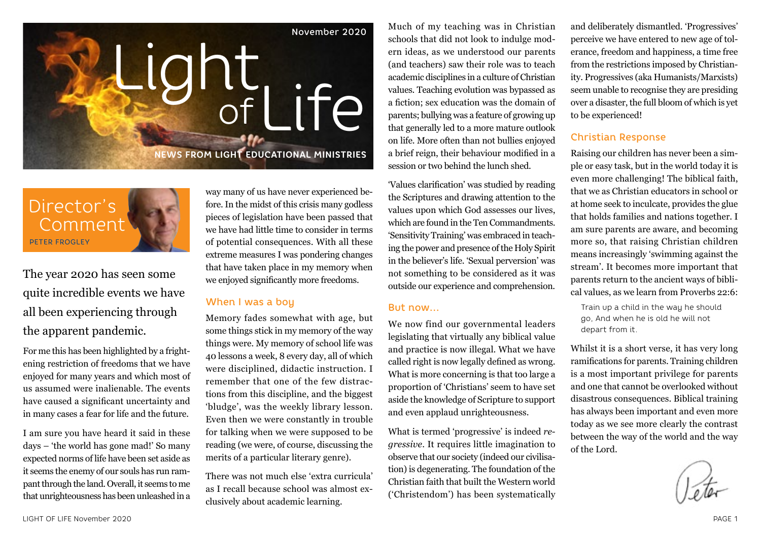November 2020

# Light of Life

NEWS FROM LIGHT EDUCATIONAL MINISTRIES

## Director's Comment

PETER FROGLEY

The year 2020 has seen some quite incredible events we have all been experiencing through the apparent pandemic.

For me this has been highlighted by a frightening restriction of freedoms that we have enjoyed for many years and which most of us assumed were inalienable. The events have caused a significant uncertainty and in many cases a fear for life and the future.

I am sure you have heard it said in these days – 'the world has gone mad!' So many expected norms of life have been set aside as it seems the enemy of our souls has run rampant through the land. Overall, it seems to me that unrighteousness has been unleashed in a way many of us have never experienced before. In the midst of this crisis many godless pieces of legislation have been passed that we have had little time to consider in terms of potential consequences. With all these extreme measures I was pondering changes that have taken place in my memory when we enjoyed significantly more freedoms.

### When I was a boy

Memory fades somewhat with age, but some things stick in my memory of the way things were. My memory of school life was 40 lessons a week, 8 every day, all of which were disciplined, didactic instruction. I remember that one of the few distractions from this discipline, and the biggest 'bludge', was the weekly library lesson. Even then we were constantly in trouble for talking when we were supposed to be reading (we were, of course, discussing the merits of a particular literary genre).

There was not much else 'extra curricula' as I recall because school was almost exclusively about academic learning.

Much of my teaching was in Christian schools that did not look to indulge modern ideas, as we understood our parents (and teachers) saw their role was to teach academic disciplines in a culture of Christian values. Teaching evolution was bypassed as a fiction; sex education was the domain of parents; bullying was a feature of growing up that generally led to a more mature outlook on life. More often than not bullies enjoyed a brief reign, their behaviour modified in a session or two behind the lunch shed.

'Values clarification' was studied by reading the Scriptures and drawing attention to the values upon which God assesses our lives, which are found in the Ten Commandments. 'Sensitivity Training' was embraced in teaching the power and presence of the Holy Spirit in the believer's life. 'Sexual perversion' was not something to be considered as it was outside our experience and comprehension.

### But now...

We now find our governmental leaders legislating that virtually any biblical value and practice is now illegal. What we have called right is now legally defined as wrong. What is more concerning is that too large a proportion of 'Christians' seem to have set aside the knowledge of Scripture to support and even applaud unrighteousness.

What is termed 'progressive' is indeed *regressive*. It requires little imagination to observe that our society (indeed our civilisation) is degenerating. The foundation of the Christian faith that built the Western world ('Christendom') has been systematically and deliberately dismantled. 'Progressives' perceive we have entered to new age of tolerance, freedom and happiness, a time free from the restrictions imposed by Christianity. Progressives (aka Humanists/Marxists) seem unable to recognise they are presiding over a disaster, the full bloom of which is yet to be experienced!

### Christian Response

Raising our children has never been a simple or easy task, but in the world today it is even more challenging! The biblical faith, that we as Christian educators in school or at home seek to inculcate, provides the glue that holds families and nations together. I am sure parents are aware, and becoming more so, that raising Christian children means increasingly 'swimming against the stream'. It becomes more important that parents return to the ancient ways of biblical values, as we learn from Proverbs 22:6:

> Train up a child in the way he should go, And when he is old he will not depart from it.

Whilst it is a short verse, it has very long ramifications for parents. Training children is a most important privilege for parents and one that cannot be overlooked without disastrous consequences. Biblical training has always been important and even more today as we see more clearly the contrast between the way of the world and the way of the Lord.

Peter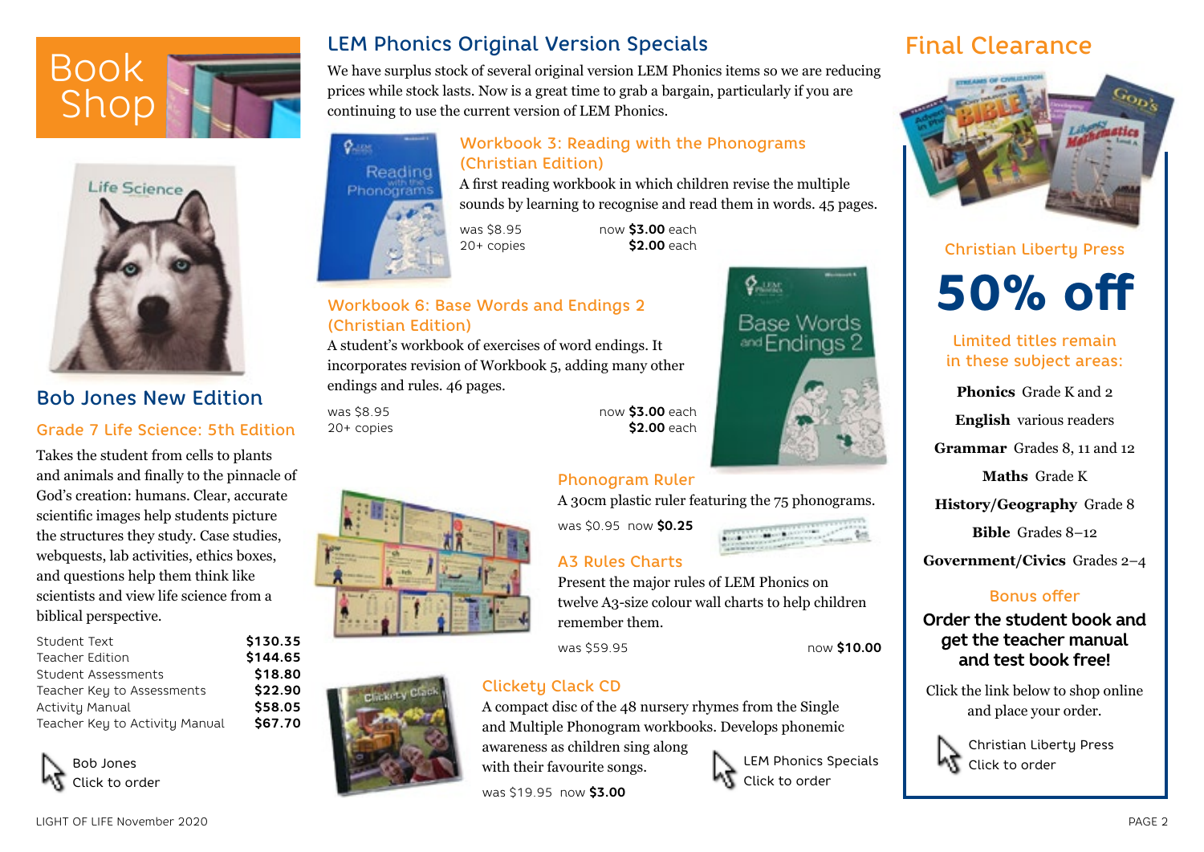# Book Shop

## Bob Jones New Edition

### Grade 7 Life Science: 5th Edition

Takes the student from cells to plants and animals and finally to the pinnacle of God's creation: humans. Clear, accurate scientific images help students picture the structures they study. Case studies, webquests, lab activities, ethics boxes, and questions help them think like scientists and view life science from a biblical perspective.

| | |
|---|---|
| Student Text | **$130.35** |
| Teacher Edition | **$144.65** |
| Student Assessments | **$18.80** |
| Teacher Key to Assessments | **$22.90** |
| Activity Manual | **$58.05** |
| Teacher Key to Activity Manual | **$67.70** |

Bob Jones
Click to order

## LEM Phonics Original Version Specials

We have surplus stock of several original version LEM Phonics items so we are reducing prices while stock lasts. Now is a great time to grab a bargain, particularly if you are continuing to use the current version of LEM Phonics.

### Workbook 3: Reading with the Phonograms (Christian Edition)

A first reading workbook in which children revise the multiple sounds by learning to recognise and read them in words. 45 pages.

was $8.95 — now **$3.00** each
20+ copies — **$2.00** each

### Workbook 6: Base Words and Endings 2 (Christian Edition)

A student's workbook of exercises of word endings. It incorporates revision of Workbook 5, adding many other endings and rules. 46 pages.

was $8.95 — now **$3.00** each
20+ copies — **$2.00** each

### Phonogram Ruler

A 30cm plastic ruler featuring the 75 phonograms.

was $0.95 now **$0.25**

### A3 Rules Charts

Present the major rules of LEM Phonics on twelve A3-size colour wall charts to help children remember them.

was $59.95 now **$10.00**

### Clickety Clack CD

A compact disc of the 48 nursery rhymes from the Single and Multiple Phonogram workbooks. Develops phonemic awareness as children sing along with their favourite songs.

was $19.95 now **$3.00**

LEM Phonics Specials
Click to order

## Final Clearance

### Christian Liberty Press

# 50% off

### Limited titles remain in these subject areas:

**Phonics** Grade K and 2

**English** various readers

**Grammar** Grades 8, 11 and 12

**Maths** Grade K

**History/Geography** Grade 8

**Bible** Grades 8–12

**Government/Civics** Grades 2–4

### Bonus offer

**Order the student book and get the teacher manual and test book free!**

Click the link below to shop online and place your order.

Christian Liberty Press
Click to order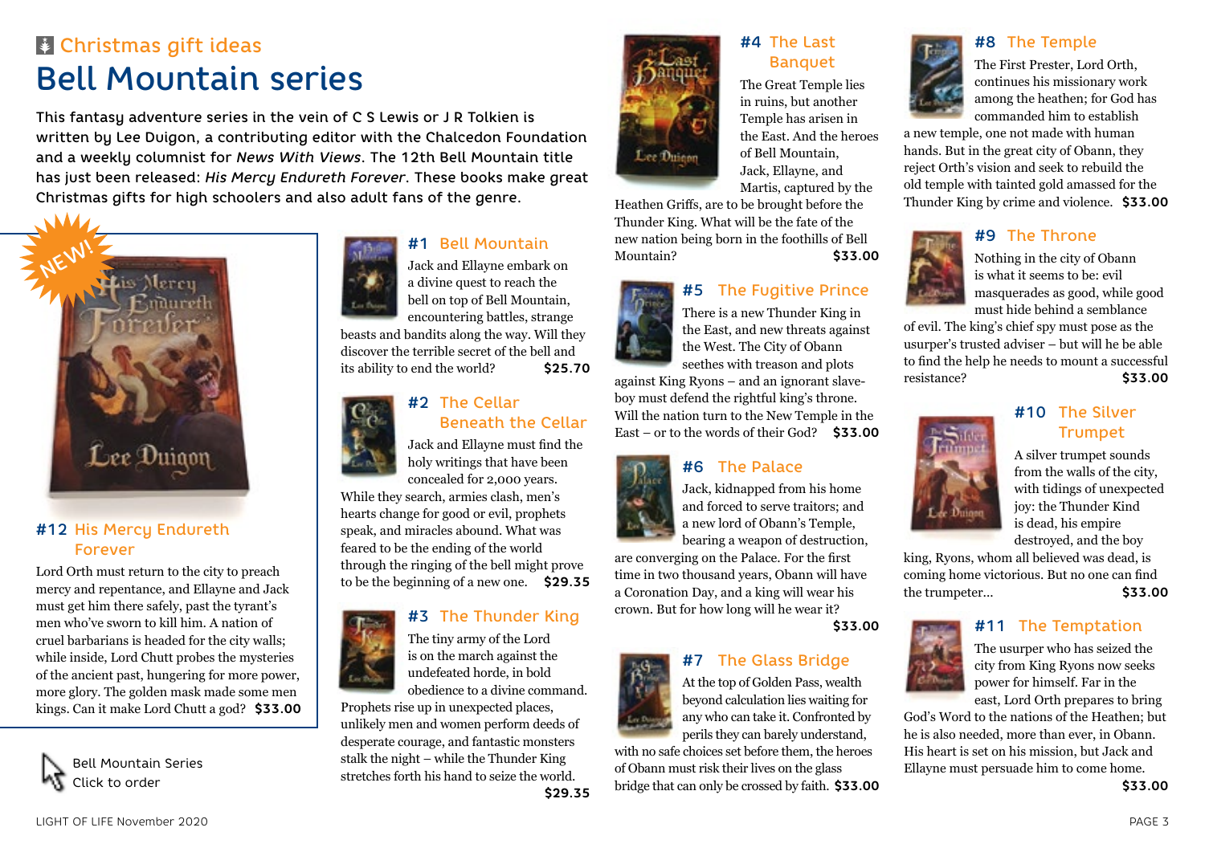Christmas gift ideas

# Bell Mountain series

This fantasy adventure series in the vein of C S Lewis or J R Tolkien is written by Lee Duigon, a contributing editor with the Chalcedon Foundation and a weekly columnist for *News With Views*. The 12th Bell Mountain title has just been released: *His Mercy Endureth Forever*. These books make great Christmas gifts for high schoolers and also adult fans of the genre.

NEW!

### #12 His Mercy Endureth Forever

Lord Orth must return to the city to preach mercy and repentance, and Ellayne and Jack must get him there safely, past the tyrant's men who've sworn to kill him. A nation of cruel barbarians is headed for the city walls; while inside, Lord Chutt probes the mysteries of the ancient past, hungering for more power, more glory. The golden mask made some men kings. Can it make Lord Chutt a god? **$33.00**

Bell Mountain Series
Click to order

### #1 Bell Mountain

Jack and Ellayne embark on a divine quest to reach the bell on top of Bell Mountain, encountering battles, strange beasts and bandits along the way. Will they discover the terrible secret of the bell and its ability to end the world? **$25.70**

### #2 The Cellar Beneath the Cellar

Jack and Ellayne must find the holy writings that have been concealed for 2,000 years. While they search, armies clash, men's hearts change for good or evil, prophets speak, and miracles abound. What was feared to be the ending of the world through the ringing of the bell might prove to be the beginning of a new one. **$29.35**

### #3 The Thunder King

The tiny army of the Lord is on the march against the undefeated horde, in bold obedience to a divine command. Prophets rise up in unexpected places, unlikely men and women perform deeds of desperate courage, and fantastic monsters stalk the night – while the Thunder King stretches forth his hand to seize the world. **$29.35**

### #4 The Last Banquet

The Great Temple lies in ruins, but another Temple has arisen in the East. And the heroes of Bell Mountain, Jack, Ellayne, and Martis, captured by the Heathen Griffs, are to be brought before the Thunder King. What will be the fate of the new nation being born in the foothills of Bell Mountain? **$33.00**

### #5 The Fugitive Prince

There is a new Thunder King in the East, and new threats against the West. The City of Obann seethes with treason and plots against King Ryons – and an ignorant slave-boy must defend the rightful king's throne. Will the nation turn to the New Temple in the East – or to the words of their God? **$33.00**

### #6 The Palace

Jack, kidnapped from his home and forced to serve traitors; and a new lord of Obann's Temple, bearing a weapon of destruction, are converging on the Palace. For the first time in two thousand years, Obann will have a Coronation Day, and a king will wear his crown. But for how long will he wear it? **$33.00**

### #7 The Glass Bridge

At the top of Golden Pass, wealth beyond calculation lies waiting for any who can take it. Confronted by perils they can barely understand, with no safe choices set before them, the heroes of Obann must risk their lives on the glass bridge that can only be crossed by faith. **$33.00**

### #8 The Temple

The First Prester, Lord Orth, continues his missionary work among the heathen; for God has commanded him to establish a new temple, one not made with human hands. But in the great city of Obann, they reject Orth's vision and seek to rebuild the old temple with tainted gold amassed for the Thunder King by crime and violence. **$33.00**

### #9 The Throne

Nothing in the city of Obann is what it seems to be: evil masquerades as good, while good must hide behind a semblance of evil. The king's chief spy must pose as the usurper's trusted adviser – but will he be able to find the help he needs to mount a successful resistance? **$33.00**

### #10 The Silver Trumpet

A silver trumpet sounds from the walls of the city, with tidings of unexpected joy: the Thunder Kind is dead, his empire destroyed, and the boy king, Ryons, whom all believed was dead, is coming home victorious. But no one can find the trumpeter... **$33.00**

### #11 The Temptation

The usurper who has seized the city from King Ryons now seeks power for himself. Far in the east, Lord Orth prepares to bring God's Word to the nations of the Heathen; but he is also needed, more than ever, in Obann. His heart is set on his mission, but Jack and Ellayne must persuade him to come home. **$33.00**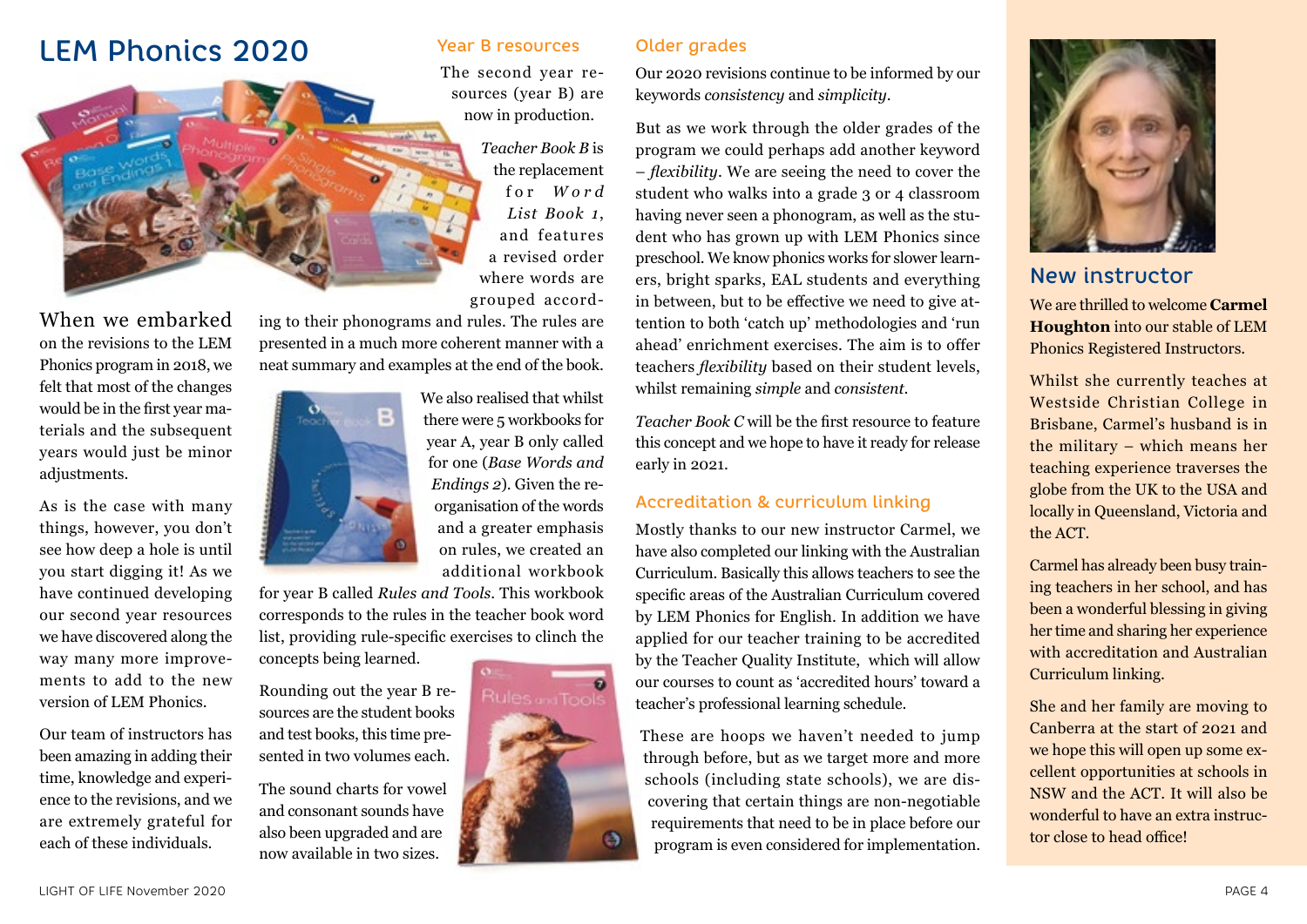# LEM Phonics 2020

When we embarked on the revisions to the LEM Phonics program in 2018, we felt that most of the changes would be in the first year materials and the subsequent years would just be minor adjustments.

As is the case with many things, however, you don't see how deep a hole is until you start digging it! As we have continued developing our second year resources we have discovered along the way many more improvements to add to the new version of LEM Phonics.

Our team of instructors has been amazing in adding their time, knowledge and experience to the revisions, and we are extremely grateful for each of these individuals.

## Year B resources

The second year resources (year B) are now in production.

*Teacher Book B* is the replacement for *Word List Book 1*, and features a revised order where words are grouped according to their phonograms and rules. The rules are presented in a much more coherent manner with a neat summary and examples at the end of the book.

We also realised that whilst there were 5 workbooks for year A, year B only called for one (*Base Words and Endings 2*). Given the reorganisation of the words and a greater emphasis on rules, we created an additional workbook for year B called *Rules and Tools*. This workbook corresponds to the rules in the teacher book word list, providing rule-specific exercises to clinch the concepts being learned.

Rounding out the year B resources are the student books and test books, this time presented in two volumes each.

The sound charts for vowel and consonant sounds have also been upgraded and are now available in two sizes.

## Older grades

Our 2020 revisions continue to be informed by our keywords *consistency* and *simplicity*.

But as we work through the older grades of the program we could perhaps add another keyword – *flexibility*. We are seeing the need to cover the student who walks into a grade 3 or 4 classroom having never seen a phonogram, as well as the student who has grown up with LEM Phonics since preschool. We know phonics works for slower learners, bright sparks, EAL students and everything in between, but to be effective we need to give attention to both 'catch up' methodologies and 'run ahead' enrichment exercises. The aim is to offer teachers *flexibility* based on their student levels, whilst remaining *simple* and *consistent*.

*Teacher Book C* will be the first resource to feature this concept and we hope to have it ready for release early in 2021.

## Accreditation & curriculum linking

Mostly thanks to our new instructor Carmel, we have also completed our linking with the Australian Curriculum. Basically this allows teachers to see the specific areas of the Australian Curriculum covered by LEM Phonics for English. In addition we have applied for our teacher training to be accredited by the Teacher Quality Institute, which will allow our courses to count as 'accredited hours' toward a teacher's professional learning schedule.

These are hoops we haven't needed to jump through before, but as we target more and more schools (including state schools), we are discovering that certain things are non-negotiable requirements that need to be in place before our program is even considered for implementation.

## New instructor

We are thrilled to welcome **Carmel Houghton** into our stable of LEM Phonics Registered Instructors.

Whilst she currently teaches at Westside Christian College in Brisbane, Carmel's husband is in the military – which means her teaching experience traverses the globe from the UK to the USA and locally in Queensland, Victoria and the ACT.

Carmel has already been busy training teachers in her school, and has been a wonderful blessing in giving her time and sharing her experience with accreditation and Australian Curriculum linking.

She and her family are moving to Canberra at the start of 2021 and we hope this will open up some excellent opportunities at schools in NSW and the ACT. It will also be wonderful to have an extra instructor close to head office!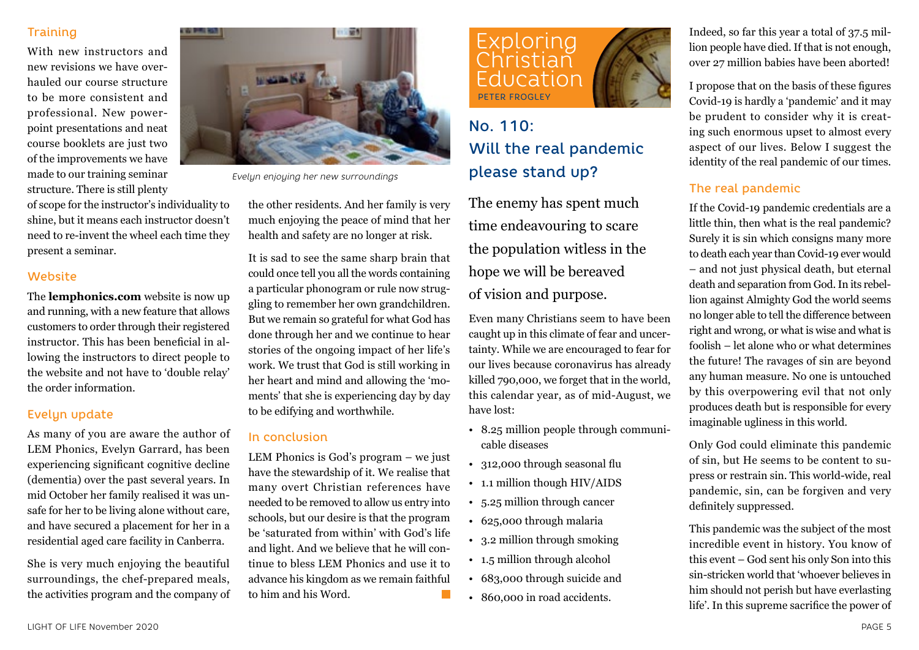### Training

With new instructors and new revisions we have overhauled our course structure to be more consistent and professional. New powerpoint presentations and neat course booklets are just two of the improvements we have made to our training seminar structure. There is still plenty of scope for the instructor's individuality to shine, but it means each instructor doesn't need to re-invent the wheel each time they present a seminar.

*Evelyn enjoying her new surroundings*

### Website

The **lemphonics.com** website is now up and running, with a new feature that allows customers to order through their registered instructor. This has been beneficial in allowing the instructors to direct people to the website and not have to 'double relay' the order information.

### Evelyn update

As many of you are aware the author of LEM Phonics, Evelyn Garrard, has been experiencing significant cognitive decline (dementia) over the past several years. In mid October her family realised it was unsafe for her to be living alone without care, and have secured a placement for her in a residential aged care facility in Canberra.

She is very much enjoying the beautiful surroundings, the chef-prepared meals, the activities program and the company of the other residents. And her family is very much enjoying the peace of mind that her health and safety are no longer at risk.

It is sad to see the same sharp brain that could once tell you all the words containing a particular phonogram or rule now struggling to remember her own grandchildren. But we remain so grateful for what God has done through her and we continue to hear stories of the ongoing impact of her life's work. We trust that God is still working in her heart and mind and allowing the 'moments' that she is experiencing day by day to be edifying and worthwhile.

### In conclusion

LEM Phonics is God's program – we just have the stewardship of it. We realise that many overt Christian references have needed to be removed to allow us entry into schools, but our desire is that the program be 'saturated from within' with God's life and light. And we believe that he will continue to bless LEM Phonics and use it to advance his kingdom as we remain faithful to him and his Word.

Exploring Christian Education
PETER FROGLEY

## No. 110: Will the real pandemic please stand up?

The enemy has spent much time endeavouring to scare the population witless in the hope we will be bereaved of vision and purpose.

Even many Christians seem to have been caught up in this climate of fear and uncertainty. While we are encouraged to fear for our lives because coronavirus has already killed 790,000, we forget that in the world, this calendar year, as of mid-August, we have lost:

- 8.25 million people through communicable diseases
- 312,000 through seasonal flu
- 1.1 million though HIV/AIDS
- 5.25 million through cancer
- 625,000 through malaria
- 3.2 million through smoking
- 1.5 million through alcohol
- 683,000 through suicide and
- 860,000 in road accidents.

Indeed, so far this year a total of 37.5 million people have died. If that is not enough, over 27 million babies have been aborted!

I propose that on the basis of these figures Covid-19 is hardly a 'pandemic' and it may be prudent to consider why it is creating such enormous upset to almost every aspect of our lives. Below I suggest the identity of the real pandemic of our times.

### The real pandemic

If the Covid-19 pandemic credentials are a little thin, then what is the real pandemic? Surely it is sin which consigns many more to death each year than Covid-19 ever would – and not just physical death, but eternal death and separation from God. In its rebellion against Almighty God the world seems no longer able to tell the difference between right and wrong, or what is wise and what is foolish – let alone who or what determines the future! The ravages of sin are beyond any human measure. No one is untouched by this overpowering evil that not only produces death but is responsible for every imaginable ugliness in this world.

Only God could eliminate this pandemic of sin, but He seems to be content to suppress or restrain sin. This world-wide, real pandemic, sin, can be forgiven and very definitely suppressed.

This pandemic was the subject of the most incredible event in history. You know of this event – God sent his only Son into this sin-stricken world that 'whoever believes in him should not perish but have everlasting life'. In this supreme sacrifice the power of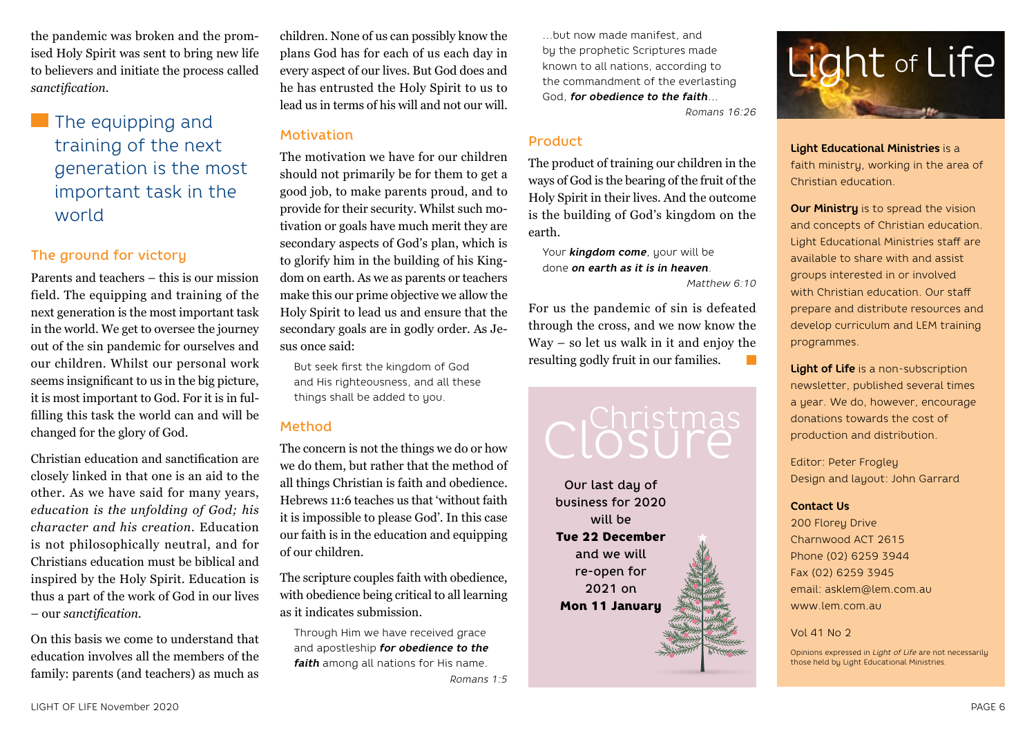the pandemic was broken and the promised Holy Spirit was sent to bring new life to believers and initiate the process called *sanctification*.

> The equipping and training of the next generation is the most important task in the world

### The ground for victory

Parents and teachers – this is our mission field. The equipping and training of the next generation is the most important task in the world. We get to oversee the journey out of the sin pandemic for ourselves and our children. Whilst our personal work seems insignificant to us in the big picture, it is most important to God. For it is in fulfilling this task the world can and will be changed for the glory of God.

Christian education and sanctification are closely linked in that one is an aid to the other. As we have said for many years, *education is the unfolding of God; his character and his creation*. Education is not philosophically neutral, and for Christians education must be biblical and inspired by the Holy Spirit. Education is thus a part of the work of God in our lives – our *sanctification*.

On this basis we come to understand that education involves all the members of the family: parents (and teachers) as much as children. None of us can possibly know the plans God has for each of us each day in every aspect of our lives. But God does and he has entrusted the Holy Spirit to us to lead us in terms of his will and not our will.

### Motivation

The motivation we have for our children should not primarily be for them to get a good job, to make parents proud, and to provide for their security. Whilst such motivation or goals have much merit they are secondary aspects of God's plan, which is to glorify him in the building of his Kingdom on earth. As we as parents or teachers make this our prime objective we allow the Holy Spirit to lead us and ensure that the secondary goals are in godly order. As Jesus once said:

> But seek first the kingdom of God and His righteousness, and all these things shall be added to you.

### Method

The concern is not the things we do or how we do them, but rather that the method of all things Christian is faith and obedience. Hebrews 11:6 teaches us that 'without faith it is impossible to please God'. In this case our faith is in the education and equipping of our children.

The scripture couples faith with obedience, with obedience being critical to all learning as it indicates submission.

> Through Him we have received grace and apostleship ***for obedience to the faith*** among all nations for His name.
>
> *Romans 1:5*

> …but now made manifest, and by the prophetic Scriptures made known to all nations, according to the commandment of the everlasting God, ***for obedience to the faith***…
>
> *Romans 16:26*

### Product

The product of training our children in the ways of God is the bearing of the fruit of the Holy Spirit in their lives. And the outcome is the building of God's kingdom on the earth.

> Your ***kingdom come***, your will be done ***on earth as it is in heaven***.
>
> *Matthew 6:10*

For us the pandemic of sin is defeated through the cross, and we now know the Way – so let us walk in it and enjoy the resulting godly fruit in our families.

## Christmas Closure

Our last day of business for 2020 will be **Tue 22 December** and we will re-open for 2021 on **Mon 11 January**

## Light of Life

**Light Educational Ministries** is a faith ministry, working in the area of Christian education.

**Our Ministry** is to spread the vision and concepts of Christian education. Light Educational Ministries staff are available to share with and assist groups interested in or involved with Christian education. Our staff prepare and distribute resources and develop curriculum and LEM training programmes.

**Light of Life** is a non-subscription newsletter, published several times a year. We do, however, encourage donations towards the cost of production and distribution.

Editor: Peter Frogley
Design and layout: John Garrard

**Contact Us**
200 Florey Drive
Charnwood ACT 2615
Phone (02) 6259 3944
Fax (02) 6259 3945
email: asklem@lem.com.au
www.lem.com.au

Vol 41 No 2

Opinions expressed in *Light of Life* are not necessarily those held by Light Educational Ministries.